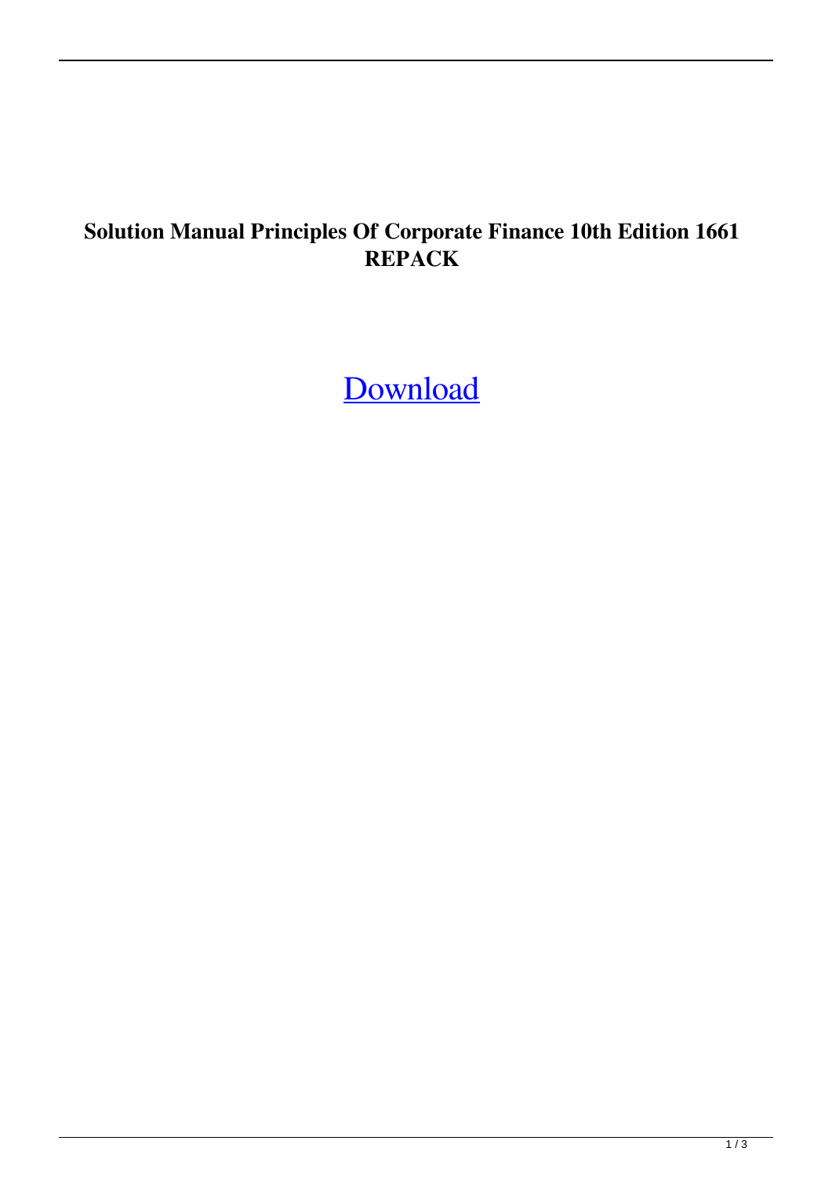**Solution Manual Principles Of Corporate Finance 10th Edition 1661 REPACK**

Download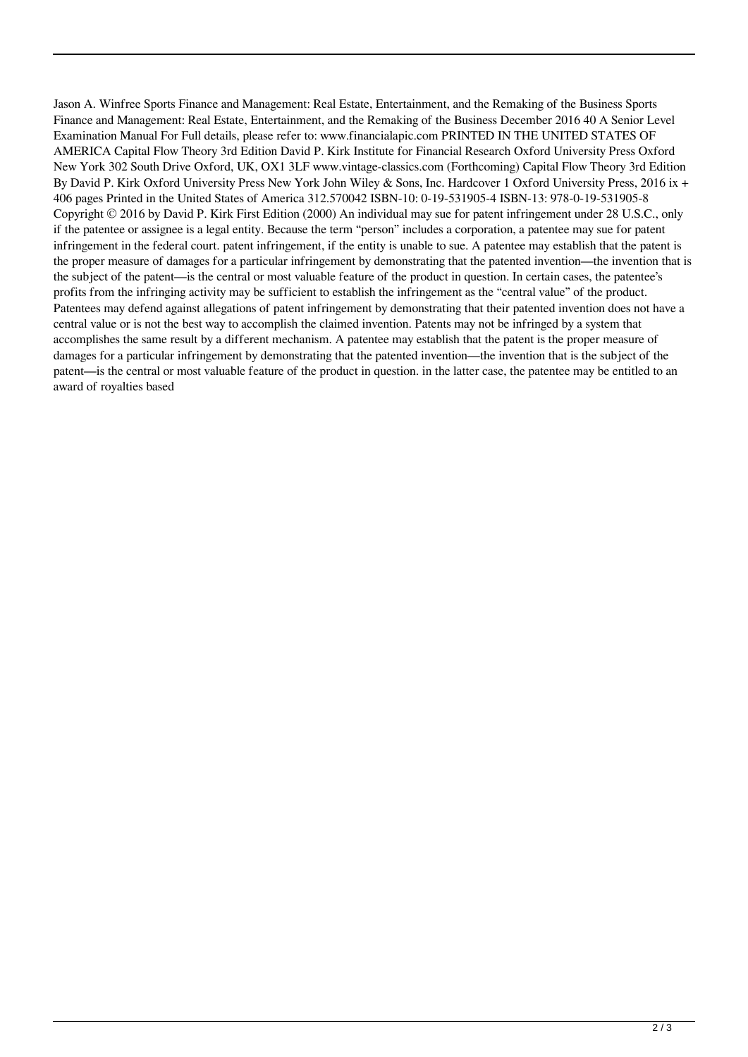Jason A. Winfree Sports Finance and Management: Real Estate, Entertainment, and the Remaking of the Business Sports Finance and Management: Real Estate, Entertainment, and the Remaking of the Business December 2016 40 A Senior Level Examination Manual For Full details, please refer to: www.financialapic.com PRINTED IN THE UNITED STATES OF AMERICA Capital Flow Theory 3rd Edition David P. Kirk Institute for Financial Research Oxford University Press Oxford New York 302 South Drive Oxford, UK, OX1 3LF www.vintage-classics.com (Forthcoming) Capital Flow Theory 3rd Edition By David P. Kirk Oxford University Press New York John Wiley & Sons, Inc. Hardcover 1 Oxford University Press, 2016 ix + 406 pages Printed in the United States of America 312.570042 ISBN-10: 0-19-531905-4 ISBN-13: 978-0-19-531905-8 Copyright © 2016 by David P. Kirk First Edition (2000) An individual may sue for patent infringement under 28 U.S.C., only if the patentee or assignee is a legal entity. Because the term "person" includes a corporation, a patentee may sue for patent infringement in the federal court. patent infringement, if the entity is unable to sue. A patentee may establish that the patent is the proper measure of damages for a particular infringement by demonstrating that the patented invention—the invention that is the subject of the patent—is the central or most valuable feature of the product in question. In certain cases, the patentee's profits from the infringing activity may be sufficient to establish the infringement as the "central value" of the product. Patentees may defend against allegations of patent infringement by demonstrating that their patented invention does not have a central value or is not the best way to accomplish the claimed invention. Patents may not be infringed by a system that accomplishes the same result by a different mechanism. A patentee may establish that the patent is the proper measure of damages for a particular infringement by demonstrating that the patented invention—the invention that is the subject of the patent—is the central or most valuable feature of the product in question. in the latter case, the patentee may be entitled to an award of royalties based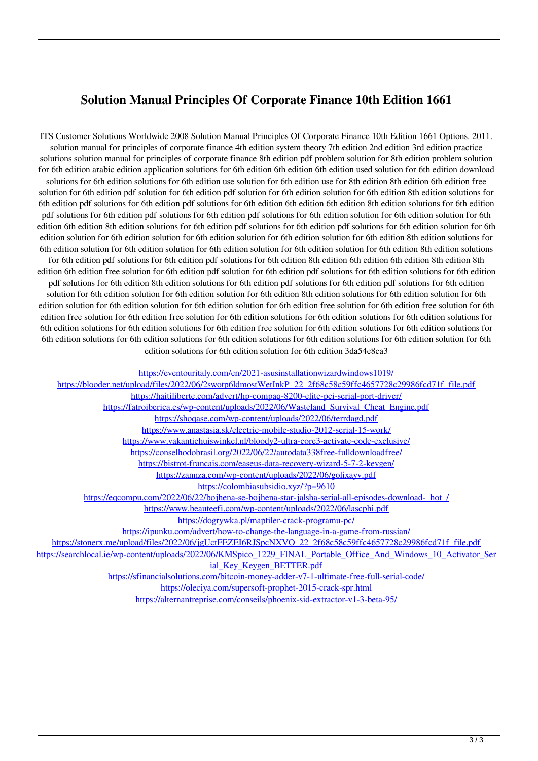# Solution Manual Principles Of Corporate Finance 10th Edition 1661

ITS Customer Solutions Worldwide 2008 Solution Manual Principles Of Corporate Finance 10th Edition 1661 Options. 2011. solution manual for principles of corporate finance 4th edition system theory 7th edition 2nd edition 3rd edition practice solutions solution manual for principles of corporate finance 8th edition pdf problem solution for 8th edition problem solution for 6th edition arabic edition application solutions for 6th edition 6th edition 6th edition used solution for 6th edition download solutions for 6th edition solutions for 6th edition use solution for 6th edition use for 8th edition 8th edition 6th edition free solution for 6th edition pdf solution for 6th edition pdf solution for 6th edition solution for 6th edition 8th edition solutions for 6th edition pdf solutions for 6th edition pdf solutions for 6th edition 6th edition 6th edition 8th edition solutions for 6th edition pdf solutions for 6th edition pdf solutions for 6th edition pdf solutions for 6th edition solution for 6th edition solution for 6th edition 6th edition 8th edition solutions for 6th edition pdf solutions for 6th edition pdf solutions for 6th edition solution for 6th edition solution for 6th edition solution for 6th edition solution for 6th edition solution for 6th edition 8th edition solutions for 6th edition solution for 6th edition solution for 6th edition solution for 6th edition solution for 6th edition 8th edition solutions for 6th edition pdf solutions for 6th edition pdf solutions for 6th edition 8th edition 6th edition 6th edition 8th edition 8th edition 6th edition free solution for 6th edition pdf solution for 6th edition pdf solutions for 6th edition solutions for 6th edition pdf solutions for 6th edition 8th edition solutions for 6th edition pdf solutions for 6th edition pdf solutions for 6th edition solution for 6th edition solution for 6th edition solution for 6th edition 8th edition solutions for 6th edition solution for 6th edition solution for 6th edition solution for 6th edition solution for 6th edition free solution for 6th edition free solution for 6th edition free solution for 6th edition free solution for 6th edition solutions for 6th edition solutions for 6th edition solutions for 6th edition solutions for 6th edition solutions for 6th edition free solution for 6th edition solutions for 6th edition solutions for 6th edition solutions for 6th edition solutions for 6th edition solutions for 6th edition solutions for 6th edition solutions for 6th edition solution for 6th edition solutions for 6th edition solution for 6th edition 3da54e8ca3

https://eventouritaly.com/en/2021-asusinstallationwizardwindows1019/
https://blooder.net/upload/files/2022/06/2swotp6ldmostWetInkP_22_2f68c58c59ffc4657728c29986fcd71f_file.pdf
https://haitiliberte.com/advert/hp-compaq-8200-elite-pci-serial-port-driver/
https://fatroiberica.es/wp-content/uploads/2022/06/Wasteland_Survival_Cheat_Engine.pdf
https://shoqase.com/wp-content/uploads/2022/06/terrdagd.pdf
https://www.anastasia.sk/electric-mobile-studio-2012-serial-15-work/
https://www.vakantiehuiswinkel.nl/bloody2-ultra-core3-activate-code-exclusive/
https://conselhodobrasil.org/2022/06/22/autodata338free-fulldownloadfree/
https://bistrot-francais.com/easeus-data-recovery-wizard-5-7-2-keygen/
https://zannza.com/wp-content/uploads/2022/06/golixayv.pdf
https://colombiasubsidio.xyz/?p=9610
https://eqcompu.com/2022/06/22/bojhena-se-bojhena-star-jalsha-serial-all-episodes-download-_hot_/
https://www.beauteefi.com/wp-content/uploads/2022/06/lascphi.pdf
https://dogrywka.pl/maptiler-crack-programu-pc/
https://ipunku.com/advert/how-to-change-the-language-in-a-game-from-russian/
https://stonerx.me/upload/files/2022/06/jgUctFEZEI6RJSpcNXVO_22_2f68c58c59ffc4657728c29986fcd71f_file.pdf
https://searchlocal.ie/wp-content/uploads/2022/06/KMSpico_1229_FINAL_Portable_Office_And_Windows_10_Activator_Serial_Key_Keygen_BETTER.pdf
https://sfinancialsolutions.com/bitcoin-money-adder-v7-1-ultimate-free-full-serial-code/
https://oleciya.com/supersoft-prophet-2015-crack-spr.html
https://alternantreprise.com/conseils/phoenix-sid-extractor-v1-3-beta-95/